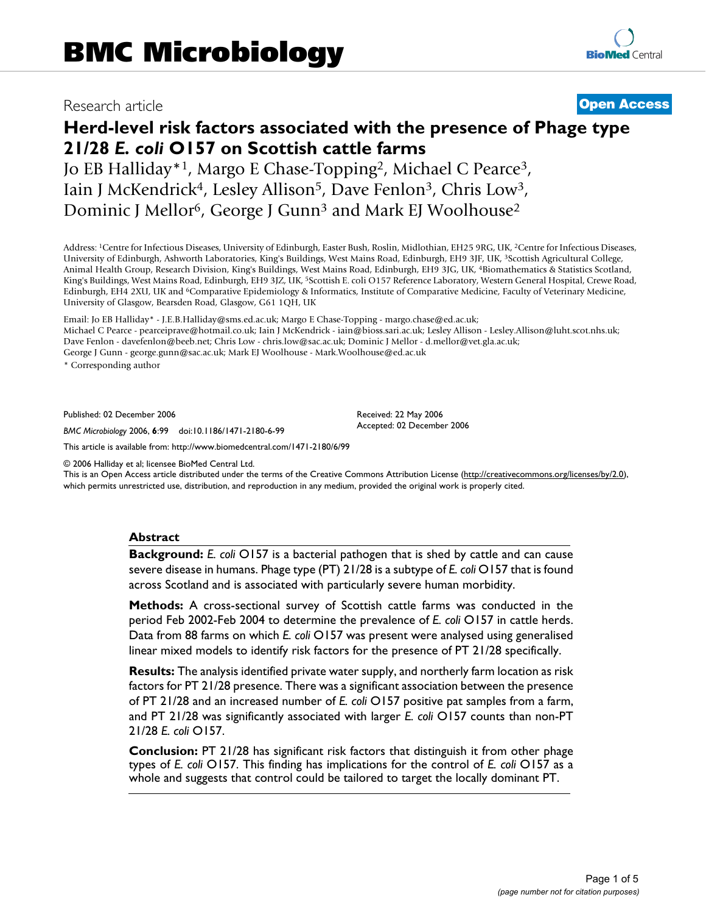# BMC Microbiology

Research article **Open Access**

# Herd-level risk factors associated with the presence of Phage type 21/28 *E. coli* O157 on Scottish cattle farms

Jo EB Halliday*[1], Margo E Chase-Topping[2], Michael C Pearce[3], Iain J McKendrick[4], Lesley Allison[5], Dave Fenlon[3], Chris Low[3], Dominic J Mellor[6], George J Gunn[3] and Mark EJ Woolhouse[2]

Address: [1]Centre for Infectious Diseases, University of Edinburgh, Easter Bush, Roslin, Midlothian, EH25 9RG, UK, [2]Centre for Infectious Diseases, University of Edinburgh, Ashworth Laboratories, King's Buildings, West Mains Road, Edinburgh, EH9 3JF, UK, [3]Scottish Agricultural College, Animal Health Group, Research Division, King's Buildings, West Mains Road, Edinburgh, EH9 3JG, UK, [4]Biomathematics & Statistics Scotland, King's Buildings, West Mains Road, Edinburgh, EH9 3JZ, UK, [5]Scottish E. coli O157 Reference Laboratory, Western General Hospital, Crewe Road, Edinburgh, EH4 2XU, UK and [6]Comparative Epidemiology & Informatics, Institute of Comparative Medicine, Faculty of Veterinary Medicine, University of Glasgow, Bearsden Road, Glasgow, G61 1QH, UK

Email: Jo EB Halliday* - J.E.B.Halliday@sms.ed.ac.uk; Margo E Chase-Topping - margo.chase@ed.ac.uk; Michael C Pearce - pearceiprave@hotmail.co.uk; Iain J McKendrick - iain@bioss.sari.ac.uk; Lesley Allison - Lesley.Allison@luht.scot.nhs.uk; Dave Fenlon - davefenlon@beeb.net; Chris Low - chris.low@sac.ac.uk; Dominic J Mellor - d.mellor@vet.gla.ac.uk; George J Gunn - george.gunn@sac.ac.uk; Mark EJ Woolhouse - Mark.Woolhouse@ed.ac.uk

* Corresponding author

Published: 02 December 2006

*BMC Microbiology* 2006, **6**:99 doi:10.1186/1471-2180-6-99

Received: 22 May 2006
Accepted: 02 December 2006

This article is available from: http://www.biomedcentral.com/1471-2180/6/99

© 2006 Halliday et al; licensee BioMed Central Ltd.
This is an Open Access article distributed under the terms of the Creative Commons Attribution License (http://creativecommons.org/licenses/by/2.0), which permits unrestricted use, distribution, and reproduction in any medium, provided the original work is properly cited.

## Abstract

**Background:** *E. coli* O157 is a bacterial pathogen that is shed by cattle and can cause severe disease in humans. Phage type (PT) 21/28 is a subtype of *E. coli* O157 that is found across Scotland and is associated with particularly severe human morbidity.

**Methods:** A cross-sectional survey of Scottish cattle farms was conducted in the period Feb 2002-Feb 2004 to determine the prevalence of *E. coli* O157 in cattle herds. Data from 88 farms on which *E. coli* O157 was present were analysed using generalised linear mixed models to identify risk factors for the presence of PT 21/28 specifically.

**Results:** The analysis identified private water supply, and northerly farm location as risk factors for PT 21/28 presence. There was a significant association between the presence of PT 21/28 and an increased number of *E. coli* O157 positive pat samples from a farm, and PT 21/28 was significantly associated with larger *E. coli* O157 counts than non-PT 21/28 *E. coli* O157.

**Conclusion:** PT 21/28 has significant risk factors that distinguish it from other phage types of *E. coli* O157. This finding has implications for the control of *E. coli* O157 as a whole and suggests that control could be tailored to target the locally dominant PT.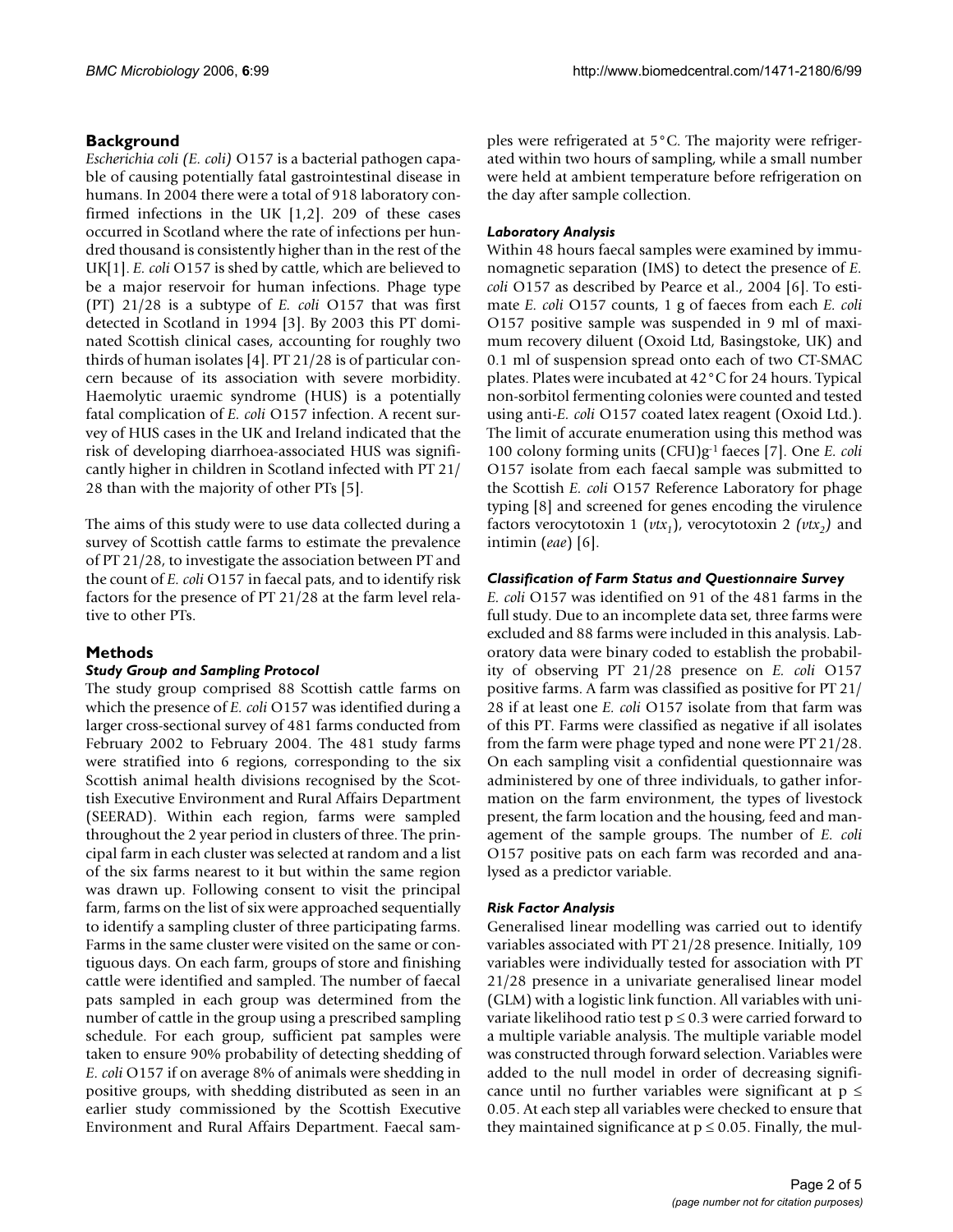## Background

*Escherichia coli (E. coli)* O157 is a bacterial pathogen capable of causing potentially fatal gastrointestinal disease in humans. In 2004 there were a total of 918 laboratory confirmed infections in the UK [1,2]. 209 of these cases occurred in Scotland where the rate of infections per hundred thousand is consistently higher than in the rest of the UK[1]. *E. coli* O157 is shed by cattle, which are believed to be a major reservoir for human infections. Phage type (PT) 21/28 is a subtype of *E. coli* O157 that was first detected in Scotland in 1994 [3]. By 2003 this PT dominated Scottish clinical cases, accounting for roughly two thirds of human isolates [4]. PT 21/28 is of particular concern because of its association with severe morbidity. Haemolytic uraemic syndrome (HUS) is a potentially fatal complication of *E. coli* O157 infection. A recent survey of HUS cases in the UK and Ireland indicated that the risk of developing diarrhoea-associated HUS was significantly higher in children in Scotland infected with PT 21/28 than with the majority of other PTs [5].

The aims of this study were to use data collected during a survey of Scottish cattle farms to estimate the prevalence of PT 21/28, to investigate the association between PT and the count of *E. coli* O157 in faecal pats, and to identify risk factors for the presence of PT 21/28 at the farm level relative to other PTs.

## Methods

### *Study Group and Sampling Protocol*

The study group comprised 88 Scottish cattle farms on which the presence of *E. coli* O157 was identified during a larger cross-sectional survey of 481 farms conducted from February 2002 to February 2004. The 481 study farms were stratified into 6 regions, corresponding to the six Scottish animal health divisions recognised by the Scottish Executive Environment and Rural Affairs Department (SEERAD). Within each region, farms were sampled throughout the 2 year period in clusters of three. The principal farm in each cluster was selected at random and a list of the six farms nearest to it but within the same region was drawn up. Following consent to visit the principal farm, farms on the list of six were approached sequentially to identify a sampling cluster of three participating farms. Farms in the same cluster were visited on the same or contiguous days. On each farm, groups of store and finishing cattle were identified and sampled. The number of faecal pats sampled in each group was determined from the number of cattle in the group using a prescribed sampling schedule. For each group, sufficient pat samples were taken to ensure 90% probability of detecting shedding of *E. coli* O157 if on average 8% of animals were shedding in positive groups, with shedding distributed as seen in an earlier study commissioned by the Scottish Executive Environment and Rural Affairs Department. Faecal samples were refrigerated at 5°C. The majority were refrigerated within two hours of sampling, while a small number were held at ambient temperature before refrigeration on the day after sample collection.

### *Laboratory Analysis*

Within 48 hours faecal samples were examined by immunomagnetic separation (IMS) to detect the presence of *E. coli* O157 as described by Pearce et al., 2004 [6]. To estimate *E. coli* O157 counts, 1 g of faeces from each *E. coli* O157 positive sample was suspended in 9 ml of maximum recovery diluent (Oxoid Ltd, Basingstoke, UK) and 0.1 ml of suspension spread onto each of two CT-SMAC plates. Plates were incubated at 42°C for 24 hours. Typical non-sorbitol fermenting colonies were counted and tested using anti-*E. coli* O157 coated latex reagent (Oxoid Ltd.). The limit of accurate enumeration using this method was 100 colony forming units (CFU)$g^{-1}$ faeces [7]. One *E. coli* O157 isolate from each faecal sample was submitted to the Scottish *E. coli* O157 Reference Laboratory for phage typing [8] and screened for genes encoding the virulence factors verocytotoxin 1 ($vtx_1$), verocytotoxin 2 ($vtx_2$) and intimin (*eae*) [6].

### *Classification of Farm Status and Questionnaire Survey*

*E. coli* O157 was identified on 91 of the 481 farms in the full study. Due to an incomplete data set, three farms were excluded and 88 farms were included in this analysis. Laboratory data were binary coded to establish the probability of observing PT 21/28 presence on *E. coli* O157 positive farms. A farm was classified as positive for PT 21/28 if at least one *E. coli* O157 isolate from that farm was of this PT. Farms were classified as negative if all isolates from the farm were phage typed and none were PT 21/28. On each sampling visit a confidential questionnaire was administered by one of three individuals, to gather information on the farm environment, the types of livestock present, the farm location and the housing, feed and management of the sample groups. The number of *E. coli* O157 positive pats on each farm was recorded and analysed as a predictor variable.

### *Risk Factor Analysis*

Generalised linear modelling was carried out to identify variables associated with PT 21/28 presence. Initially, 109 variables were individually tested for association with PT 21/28 presence in a univariate generalised linear model (GLM) with a logistic link function. All variables with univariate likelihood ratio test $p \leq 0.3$ were carried forward to a multiple variable analysis. The multiple variable model was constructed through forward selection. Variables were added to the null model in order of decreasing significance until no further variables were significant at $p \leq 0.05$. At each step all variables were checked to ensure that they maintained significance at $p \leq 0.05$. Finally, the mul-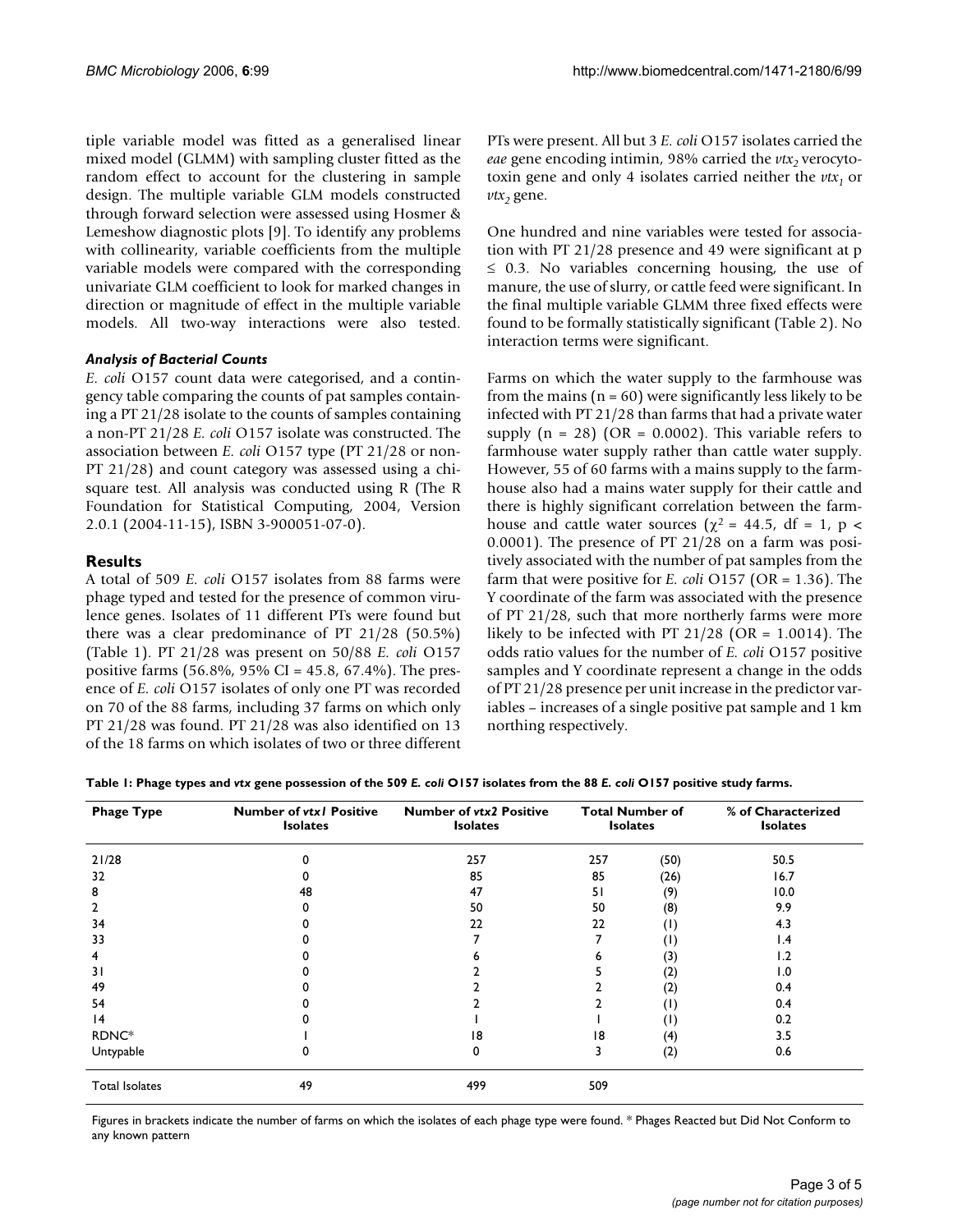tiple variable model was fitted as a generalised linear mixed model (GLMM) with sampling cluster fitted as the random effect to account for the clustering in sample design. The multiple variable GLM models constructed through forward selection were assessed using Hosmer & Lemeshow diagnostic plots [9]. To identify any problems with collinearity, variable coefficients from the multiple variable models were compared with the corresponding univariate GLM coefficient to look for marked changes in direction or magnitude of effect in the multiple variable models. All two-way interactions were also tested.

#### *Analysis of Bacterial Counts*

*E. coli* O157 count data were categorised, and a contingency table comparing the counts of pat samples containing a PT 21/28 isolate to the counts of samples containing a non-PT 21/28 *E. coli* O157 isolate was constructed. The association between *E. coli* O157 type (PT 21/28 or non-PT 21/28) and count category was assessed using a chi-square test. All analysis was conducted using R (The R Foundation for Statistical Computing, 2004, Version 2.0.1 (2004-11-15), ISBN 3-900051-07-0).

## Results

A total of 509 *E. coli* O157 isolates from 88 farms were phage typed and tested for the presence of common virulence genes. Isolates of 11 different PTs were found but there was a clear predominance of PT 21/28 (50.5%) (Table 1). PT 21/28 was present on 50/88 *E. coli* O157 positive farms (56.8%, 95% CI = 45.8, 67.4%). The presence of *E. coli* O157 isolates of only one PT was recorded on 70 of the 88 farms, including 37 farms on which only PT 21/28 was found. PT 21/28 was also identified on 13 of the 18 farms on which isolates of two or three different PTs were present. All but 3 *E. coli* O157 isolates carried the *eae* gene encoding intimin, 98% carried the $vtx_2$ verocytotoxin gene and only 4 isolates carried neither the $vtx_1$ or $vtx_2$ gene.

One hundred and nine variables were tested for association with PT 21/28 presence and 49 were significant at $p \leq 0.3$. No variables concerning housing, the use of manure, the use of slurry, or cattle feed were significant. In the final multiple variable GLMM three fixed effects were found to be formally statistically significant (Table 2). No interaction terms were significant.

Farms on which the water supply to the farmhouse was from the mains (n = 60) were significantly less likely to be infected with PT 21/28 than farms that had a private water supply (n = 28) (OR = 0.0002). This variable refers to farmhouse water supply rather than cattle water supply. However, 55 of 60 farms with a mains supply to the farmhouse also had a mains water supply for their cattle and there is highly significant correlation between the farmhouse and cattle water sources ($\chi^2 = 44.5$, df = 1, $p < 0.0001$). The presence of PT 21/28 on a farm was positively associated with the number of pat samples from the farm that were positive for *E. coli* O157 (OR = 1.36). The Y coordinate of the farm was associated with the presence of PT 21/28, such that more northerly farms were more likely to be infected with PT 21/28 (OR = 1.0014). The odds ratio values for the number of *E. coli* O157 positive samples and Y coordinate represent a change in the odds of PT 21/28 presence per unit increase in the predictor variables – increases of a single positive pat sample and 1 km northing respectively.

**Table 1: Phage types and *vtx* gene possession of the 509 *E. coli* O157 isolates from the 88 *E. coli* O157 positive study farms.**

| Phage Type | Number of *vtx1* Positive Isolates | Number of *vtx2* Positive Isolates | Total Number of Isolates | | % of Characterized Isolates |
|---|---|---|---|---|---|
| 21/28 | 0 | 257 | 257 | (50) | 50.5 |
| 32 | 0 | 85 | 85 | (26) | 16.7 |
| 8 | 48 | 47 | 51 | (9) | 10.0 |
| 2 | 0 | 50 | 50 | (8) | 9.9 |
| 34 | 0 | 22 | 22 | (1) | 4.3 |
| 33 | 0 | 7 | 7 | (1) | 1.4 |
| 4 | 0 | 6 | 6 | (3) | 1.2 |
| 31 | 0 | 2 | 5 | (2) | 1.0 |
| 49 | 0 | 2 | 2 | (2) | 0.4 |
| 54 | 0 | 2 | 2 | (1) | 0.4 |
| 14 | 0 | 1 | 1 | (1) | 0.2 |
| RDNC* | 1 | 18 | 18 | (4) | 3.5 |
| Untypable | 0 | 0 | 3 | (2) | 0.6 |
| Total Isolates | 49 | 499 | 509 | | |

Figures in brackets indicate the number of farms on which the isolates of each phage type were found. * Phages Reacted but Did Not Conform to any known pattern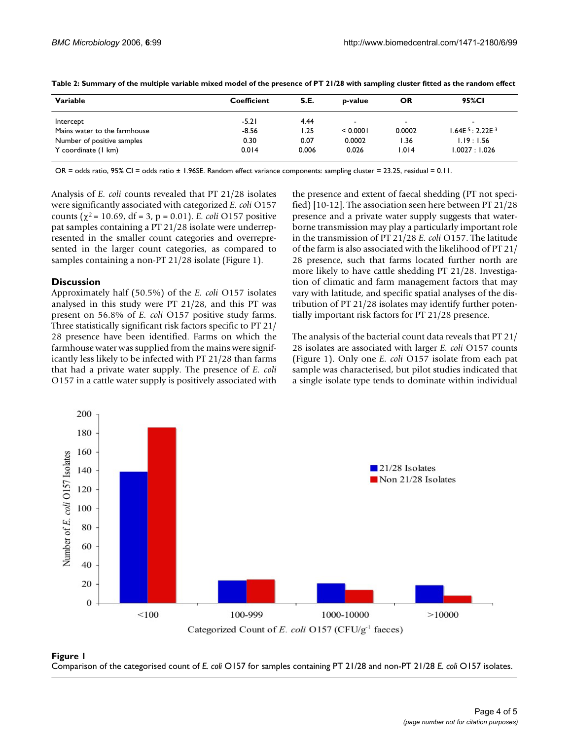**Table 2: Summary of the multiple variable mixed model of the presence of PT 21/28 with sampling cluster fitted as the random effect**

| Variable | Coefficient | S.E. | p-value | OR | 95%CI |
| --- | --- | --- | --- | --- | --- |
| Intercept | -5.21 | 4.44 | - | - | - |
| Mains water to the farmhouse | -8.56 | 1.25 | < 0.0001 | 0.0002 | $1.64E^{-5}$ : $2.22E^{-3}$ |
| Number of positive samples | 0.30 | 0.07 | 0.0002 | 1.36 | 1.19 : 1.56 |
| Y coordinate (1 km) | 0.014 | 0.006 | 0.026 | 1.014 | 1.0027 : 1.026 |

OR = odds ratio, 95% CI = odds ratio ± 1.96SE. Random effect variance components: sampling cluster = 23.25, residual = 0.11.

Analysis of *E. coli* counts revealed that PT 21/28 isolates were significantly associated with categorized *E. coli* O157 counts ($\chi^2 = 10.69$, df = 3, p = 0.01). *E. coli* O157 positive pat samples containing a PT 21/28 isolate were underrepresented in the smaller count categories and overrepresented in the larger count categories, as compared to samples containing a non-PT 21/28 isolate (Figure 1).

## Discussion

Approximately half (50.5%) of the *E. coli* O157 isolates analysed in this study were PT 21/28, and this PT was present on 56.8% of *E. coli* O157 positive study farms. Three statistically significant risk factors specific to PT 21/28 presence have been identified. Farms on which the farmhouse water was supplied from the mains were significantly less likely to be infected with PT 21/28 than farms that had a private water supply. The presence of *E. coli* O157 in a cattle water supply is positively associated with the presence and extent of faecal shedding (PT not specified) [10-12]. The association seen here between PT 21/28 presence and a private water supply suggests that waterborne transmission may play a particularly important role in the transmission of PT 21/28 *E. coli* O157. The latitude of the farm is also associated with the likelihood of PT 21/28 presence, such that farms located further north are more likely to have cattle shedding PT 21/28. Investigation of climatic and farm management factors that may vary with latitude, and specific spatial analyses of the distribution of PT 21/28 isolates may identify further potentially important risk factors for PT 21/28 presence.

The analysis of the bacterial count data reveals that PT 21/28 isolates are associated with larger *E. coli* O157 counts (Figure 1). Only one *E. coli* O157 isolate from each pat sample was characterised, but pilot studies indicated that a single isolate type tends to dominate within individual

**Figure 1**
Comparison of the categorised count of *E. coli* O157 for samples containing PT 21/28 and non-PT 21/28 *E. coli* O157 isolates.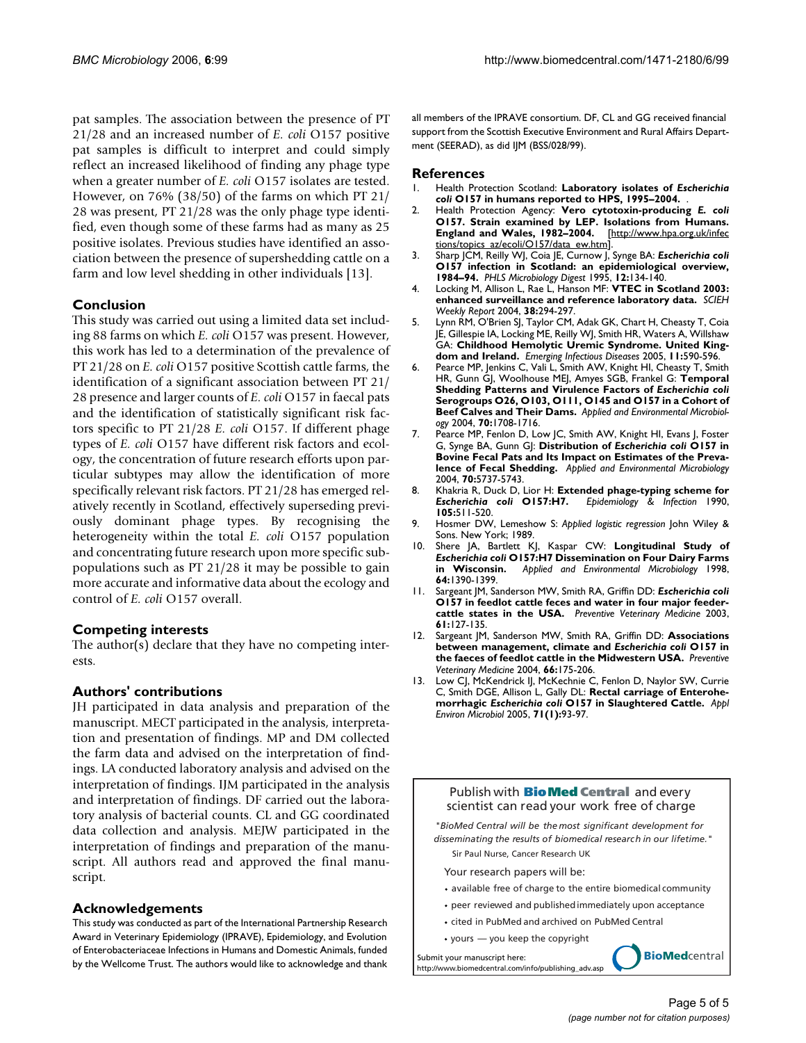pat samples. The association between the presence of PT 21/28 and an increased number of *E. coli* O157 positive pat samples is difficult to interpret and could simply reflect an increased likelihood of finding any phage type when a greater number of *E. coli* O157 isolates are tested. However, on 76% (38/50) of the farms on which PT 21/28 was present, PT 21/28 was the only phage type identified, even though some of these farms had as many as 25 positive isolates. Previous studies have identified an association between the presence of supershedding cattle on a farm and low level shedding in other individuals [13].

## Conclusion

This study was carried out using a limited data set including 88 farms on which *E. coli* O157 was present. However, this work has led to a determination of the prevalence of PT 21/28 on *E. coli* O157 positive Scottish cattle farms, the identification of a significant association between PT 21/28 presence and larger counts of *E. coli* O157 in faecal pats and the identification of statistically significant risk factors specific to PT 21/28 *E. coli* O157. If different phage types of *E. coli* O157 have different risk factors and ecology, the concentration of future research efforts upon particular subtypes may allow the identification of more specifically relevant risk factors. PT 21/28 has emerged relatively recently in Scotland, effectively superseding previously dominant phage types. By recognising the heterogeneity within the total *E. coli* O157 population and concentrating future research upon more specific subpopulations such as PT 21/28 it may be possible to gain more accurate and informative data about the ecology and control of *E. coli* O157 overall.

## Competing interests

The author(s) declare that they have no competing interests.

## Authors' contributions

JH participated in data analysis and preparation of the manuscript. MECT participated in the analysis, interpretation and presentation of findings. MP and DM collected the farm data and advised on the interpretation of findings. LA conducted laboratory analysis and advised on the interpretation of findings. IJM participated in the analysis and interpretation of findings. DF carried out the laboratory analysis of bacterial counts. CL and GG coordinated data collection and analysis. MEJW participated in the interpretation of findings and preparation of the manuscript. All authors read and approved the final manuscript.

## Acknowledgements

This study was conducted as part of the International Partnership Research Award in Veterinary Epidemiology (IPRAVE), Epidemiology, and Evolution of Enterobacteriaceae Infections in Humans and Domestic Animals, funded by the Wellcome Trust. The authors would like to acknowledge and thank all members of the IPRAVE consortium. DF, CL and GG received financial support from the Scottish Executive Environment and Rural Affairs Department (SEERAD), as did IJM (BSS/028/99).

## References

1. Health Protection Scotland: **Laboratory isolates of *Escherichia coli* O157 in humans reported to HPS, 1995–2004.** .
2. Health Protection Agency: **Vero cytotoxin-producing *E. coli* O157. Strain examined by LEP. Isolations from Humans. England and Wales, 1982–2004.** [http://www.hpa.org.uk/infections/topics_az/ecoli/O157/data_ew.htm].
3. Sharp JCM, Reilly WJ, Coia JE, Curnow J, Synge BA: ***Escherichia coli* O157 infection in Scotland: an epidemiological overview, 1984–94.** *PHLS Microbiology Digest* 1995, **12:**134-140.
4. Locking M, Allison L, Rae L, Hanson MF: **VTEC in Scotland 2003: enhanced surveillance and reference laboratory data.** *SCIEH Weekly Report* 2004, **38:**294-297.
5. Lynn RM, O'Brien SJ, Taylor CM, Adak GK, Chart H, Cheasty T, Coia JE, Gillespie IA, Locking ME, Reilly WJ, Smith HR, Waters A, Willshaw GA: **Childhood Hemolytic Uremic Syndrome. United Kingdom and Ireland.** *Emerging Infectious Diseases* 2005, **11:**590-596.
6. Pearce MP, Jenkins C, Vali L, Smith AW, Knight HI, Cheasty T, Smith HR, Gunn GJ, Woolhouse MEJ, Amyes SGB, Frankel G: **Temporal Shedding Patterns and Virulence Factors of *Escherichia coli* Serogroups O26, O103, O111, O145 and O157 in a Cohort of Beef Calves and Their Dams.** *Applied and Environmental Microbiology* 2004, **70:**1708-1716.
7. Pearce MP, Fenlon D, Low JC, Smith AW, Knight HI, Evans J, Foster G, Synge BA, Gunn GJ: **Distribution of *Escherichia coli* O157 in Bovine Fecal Pats and Its Impact on Estimates of the Prevalence of Fecal Shedding.** *Applied and Environmental Microbiology* 2004, **70:**5737-5743.
8. Khakria R, Duck D, Lior H: **Extended phage-typing scheme for *Escherichia coli* O157:H7.** *Epidemiology & Infection* 1990, **105:**511-520.
9. Hosmer DW, Lemeshow S: *Applied logistic regression* John Wiley & Sons. New York; 1989.
10. Shere JA, Bartlett KJ, Kaspar CW: **Longitudinal Study of *Escherichia coli* O157:H7 Dissemination on Four Dairy Farms in Wisconsin.** *Applied and Environmental Microbiology* 1998, **64:**1390-1399.
11. Sargeant JM, Sanderson MW, Smith RA, Griffin DD: ***Escherichia coli* O157 in feedlot cattle feces and water in four major feeder-cattle states in the USA.** *Preventive Veterinary Medicine* 2003, **61:**127-135.
12. Sargeant JM, Sanderson MW, Smith RA, Griffin DD: **Associations between management, climate and *Escherichia coli* O157 in the faeces of feedlot cattle in the Midwestern USA.** *Preventive Veterinary Medicine* 2004, **66:**175-206.
13. Low CJ, McKendrick IJ, McKechnie C, Fenlon D, Naylor SW, Currie C, Smith DGE, Allison L, Gally DL: **Rectal carriage of Enterohemorrhagic *Escherichia coli* O157 in Slaughtered Cattle.** *Appl Environ Microbiol* 2005, **71(1):**93-97.

Publish with **BioMed Central** and every scientist can read your work free of charge

*"BioMed Central will be the most significant development for disseminating the results of biomedical research in our lifetime."*
Sir Paul Nurse, Cancer Research UK

Your research papers will be:

- available free of charge to the entire biomedical community
- peer reviewed and published immediately upon acceptance
- cited in PubMed and archived on PubMed Central
- yours — you keep the copyright

Submit your manuscript here:
http://www.biomedcentral.com/info/publishing_adv.asp

BioMedcentral